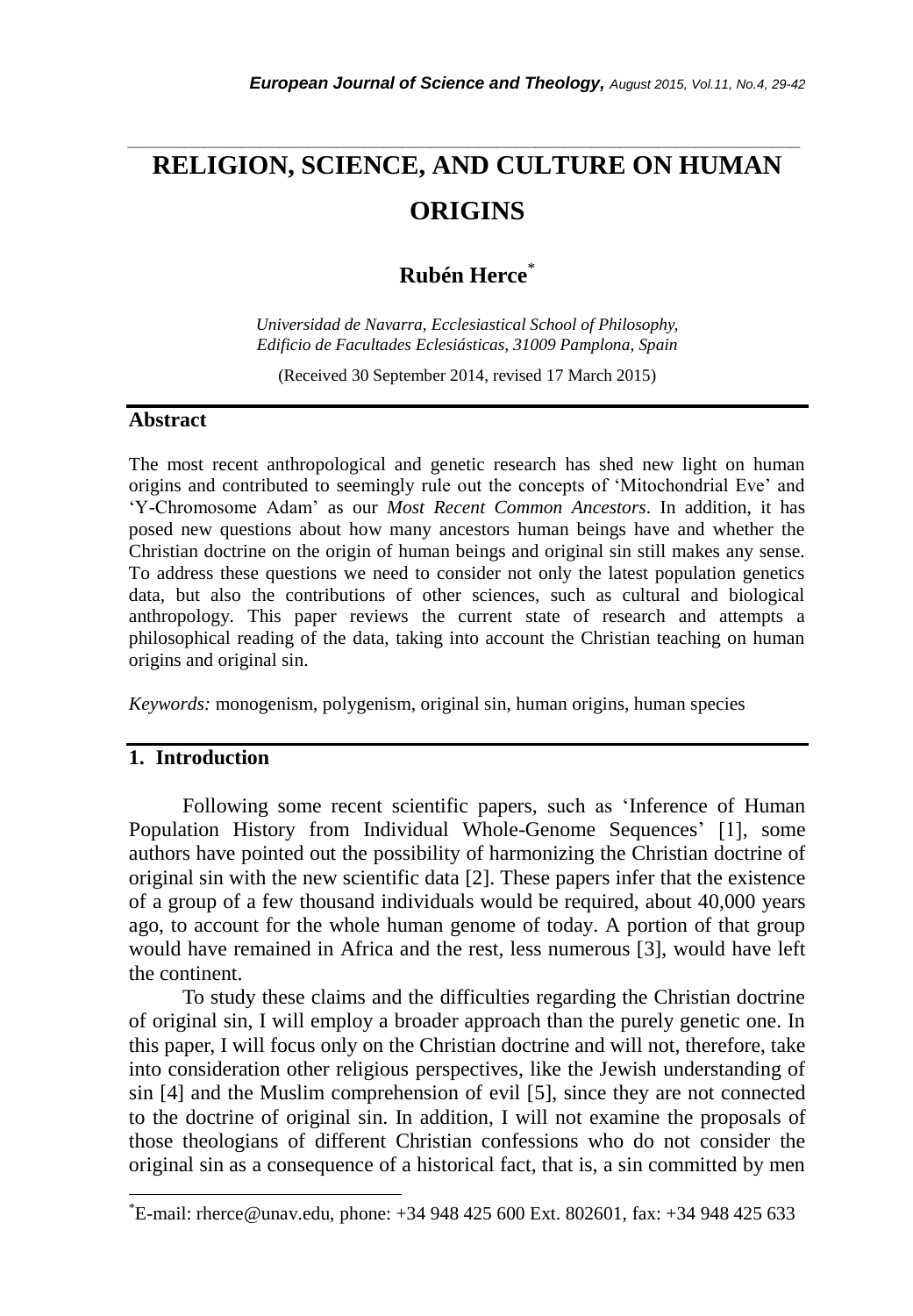# RELIGION, SCIENCE, AND CULTURE ON HUMAN ORIGINS

**Rubén Herce***

*Universidad de Navarra, Ecclesiastical School of Philosophy, Edificio de Facultades Eclesiásticas, 31009 Pamplona, Spain*

(Received 30 September 2014, revised 17 March 2015)

## Abstract

The most recent anthropological and genetic research has shed new light on human origins and contributed to seemingly rule out the concepts of 'Mitochondrial Eve' and 'Y-Chromosome Adam' as our *Most Recent Common Ancestors*. In addition, it has posed new questions about how many ancestors human beings have and whether the Christian doctrine on the origin of human beings and original sin still makes any sense. To address these questions we need to consider not only the latest population genetics data, but also the contributions of other sciences, such as cultural and biological anthropology. This paper reviews the current state of research and attempts a philosophical reading of the data, taking into account the Christian teaching on human origins and original sin.

*Keywords:* monogenism, polygenism, original sin, human origins, human species

## 1. Introduction

Following some recent scientific papers, such as 'Inference of Human Population History from Individual Whole-Genome Sequences' [1], some authors have pointed out the possibility of harmonizing the Christian doctrine of original sin with the new scientific data [2]. These papers infer that the existence of a group of a few thousand individuals would be required, about 40,000 years ago, to account for the whole human genome of today. A portion of that group would have remained in Africa and the rest, less numerous [3], would have left the continent.

To study these claims and the difficulties regarding the Christian doctrine of original sin, I will employ a broader approach than the purely genetic one. In this paper, I will focus only on the Christian doctrine and will not, therefore, take into consideration other religious perspectives, like the Jewish understanding of sin [4] and the Muslim comprehension of evil [5], since they are not connected to the doctrine of original sin. In addition, I will not examine the proposals of those theologians of different Christian confessions who do not consider the original sin as a consequence of a historical fact, that is, a sin committed by men

*E-mail: rherce@unav.edu, phone: +34 948 425 600 Ext. 802601, fax: +34 948 425 633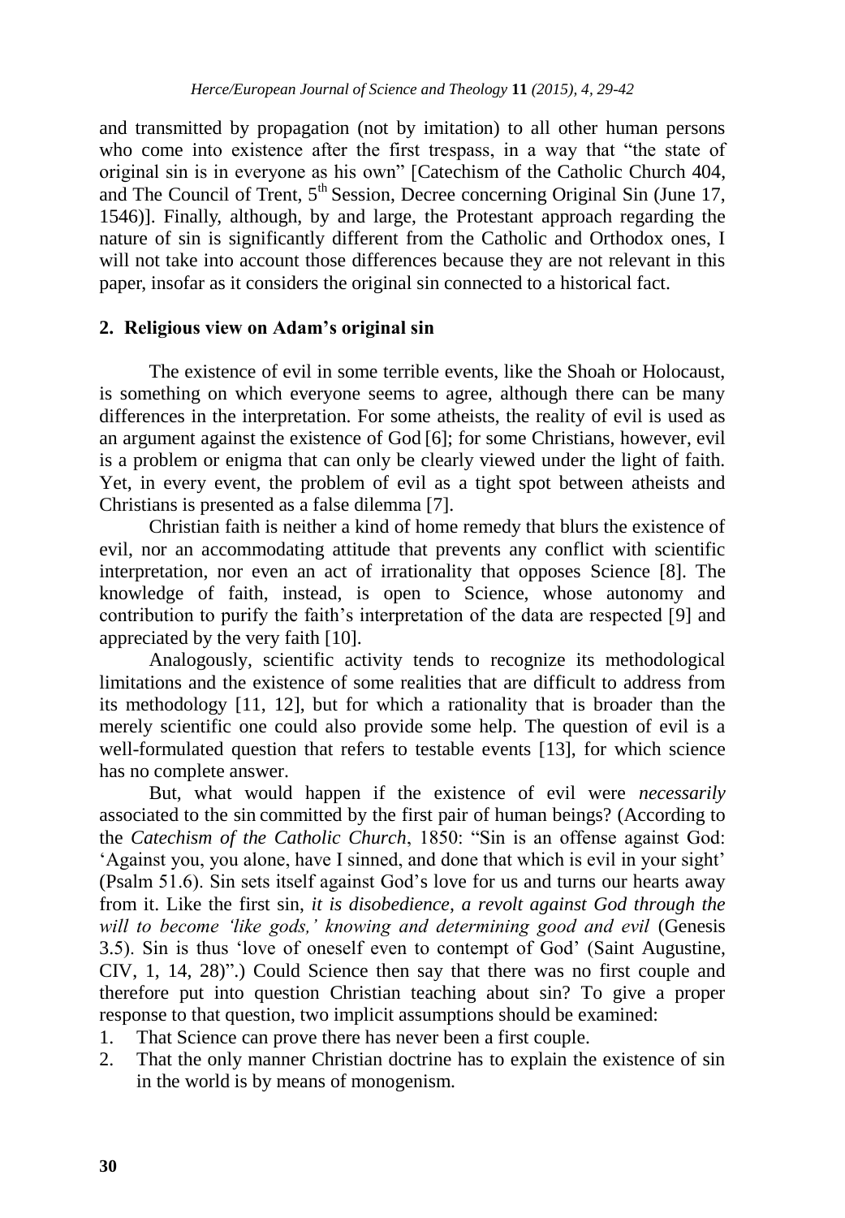and transmitted by propagation (not by imitation) to all other human persons who come into existence after the first trespass, in a way that "the state of original sin is in everyone as his own" [Catechism of the Catholic Church 404, and The Council of Trent, 5th Session, Decree concerning Original Sin (June 17, 1546)]. Finally, although, by and large, the Protestant approach regarding the nature of sin is significantly different from the Catholic and Orthodox ones, I will not take into account those differences because they are not relevant in this paper, insofar as it considers the original sin connected to a historical fact.

## 2. Religious view on Adam's original sin

The existence of evil in some terrible events, like the Shoah or Holocaust, is something on which everyone seems to agree, although there can be many differences in the interpretation. For some atheists, the reality of evil is used as an argument against the existence of God [6]; for some Christians, however, evil is a problem or enigma that can only be clearly viewed under the light of faith. Yet, in every event, the problem of evil as a tight spot between atheists and Christians is presented as a false dilemma [7].

Christian faith is neither a kind of home remedy that blurs the existence of evil, nor an accommodating attitude that prevents any conflict with scientific interpretation, nor even an act of irrationality that opposes Science [8]. The knowledge of faith, instead, is open to Science, whose autonomy and contribution to purify the faith's interpretation of the data are respected [9] and appreciated by the very faith [10].

Analogously, scientific activity tends to recognize its methodological limitations and the existence of some realities that are difficult to address from its methodology [11, 12], but for which a rationality that is broader than the merely scientific one could also provide some help. The question of evil is a well-formulated question that refers to testable events [13], for which science has no complete answer.

But, what would happen if the existence of evil were *necessarily* associated to the sin committed by the first pair of human beings? (According to the *Catechism of the Catholic Church*, 1850: "Sin is an offense against God: 'Against you, you alone, have I sinned, and done that which is evil in your sight' (Psalm 51.6). Sin sets itself against God's love for us and turns our hearts away from it. Like the first sin, *it is disobedience, a revolt against God through the will to become 'like gods,' knowing and determining good and evil* (Genesis 3.5). Sin is thus 'love of oneself even to contempt of God' (Saint Augustine, CIV, 1, 14, 28)".) Could Science then say that there was no first couple and therefore put into question Christian teaching about sin? To give a proper response to that question, two implicit assumptions should be examined:

1. That Science can prove there has never been a first couple.
2. That the only manner Christian doctrine has to explain the existence of sin in the world is by means of monogenism.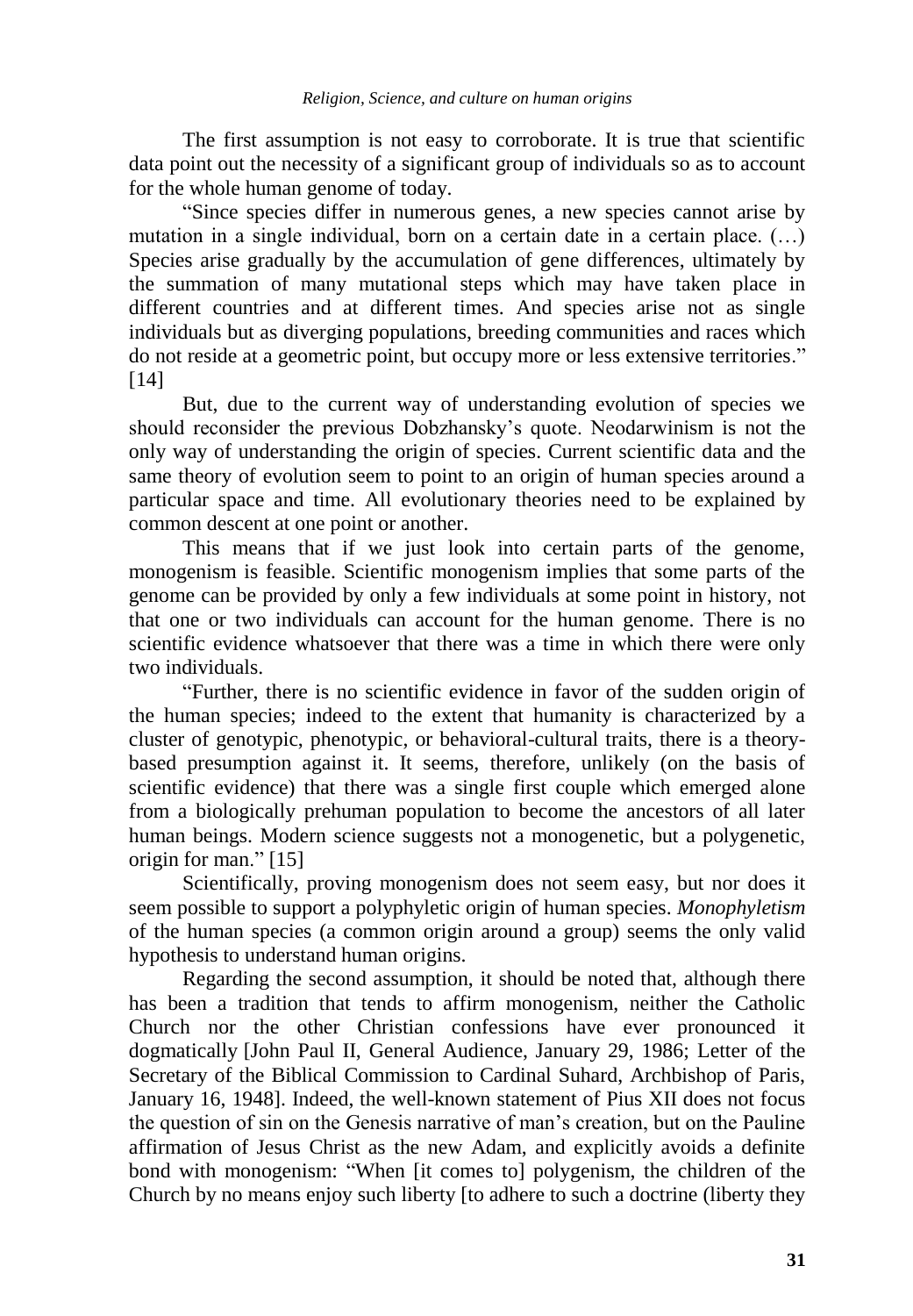The first assumption is not easy to corroborate. It is true that scientific data point out the necessity of a significant group of individuals so as to account for the whole human genome of today.

"Since species differ in numerous genes, a new species cannot arise by mutation in a single individual, born on a certain date in a certain place. (…) Species arise gradually by the accumulation of gene differences, ultimately by the summation of many mutational steps which may have taken place in different countries and at different times. And species arise not as single individuals but as diverging populations, breeding communities and races which do not reside at a geometric point, but occupy more or less extensive territories." [14]

But, due to the current way of understanding evolution of species we should reconsider the previous Dobzhansky's quote. Neodarwinism is not the only way of understanding the origin of species. Current scientific data and the same theory of evolution seem to point to an origin of human species around a particular space and time. All evolutionary theories need to be explained by common descent at one point or another.

This means that if we just look into certain parts of the genome, monogenism is feasible. Scientific monogenism implies that some parts of the genome can be provided by only a few individuals at some point in history, not that one or two individuals can account for the human genome. There is no scientific evidence whatsoever that there was a time in which there were only two individuals.

"Further, there is no scientific evidence in favor of the sudden origin of the human species; indeed to the extent that humanity is characterized by a cluster of genotypic, phenotypic, or behavioral-cultural traits, there is a theory-based presumption against it. It seems, therefore, unlikely (on the basis of scientific evidence) that there was a single first couple which emerged alone from a biologically prehuman population to become the ancestors of all later human beings. Modern science suggests not a monogenetic, but a polygenetic, origin for man." [15]

Scientifically, proving monogenism does not seem easy, but nor does it seem possible to support a polyphyletic origin of human species. *Monophyletism* of the human species (a common origin around a group) seems the only valid hypothesis to understand human origins.

Regarding the second assumption, it should be noted that, although there has been a tradition that tends to affirm monogenism, neither the Catholic Church nor the other Christian confessions have ever pronounced it dogmatically [John Paul II, General Audience, January 29, 1986; Letter of the Secretary of the Biblical Commission to Cardinal Suhard, Archbishop of Paris, January 16, 1948]. Indeed, the well-known statement of Pius XII does not focus the question of sin on the Genesis narrative of man's creation, but on the Pauline affirmation of Jesus Christ as the new Adam, and explicitly avoids a definite bond with monogenism: "When [it comes to] polygenism, the children of the Church by no means enjoy such liberty [to adhere to such a doctrine (liberty they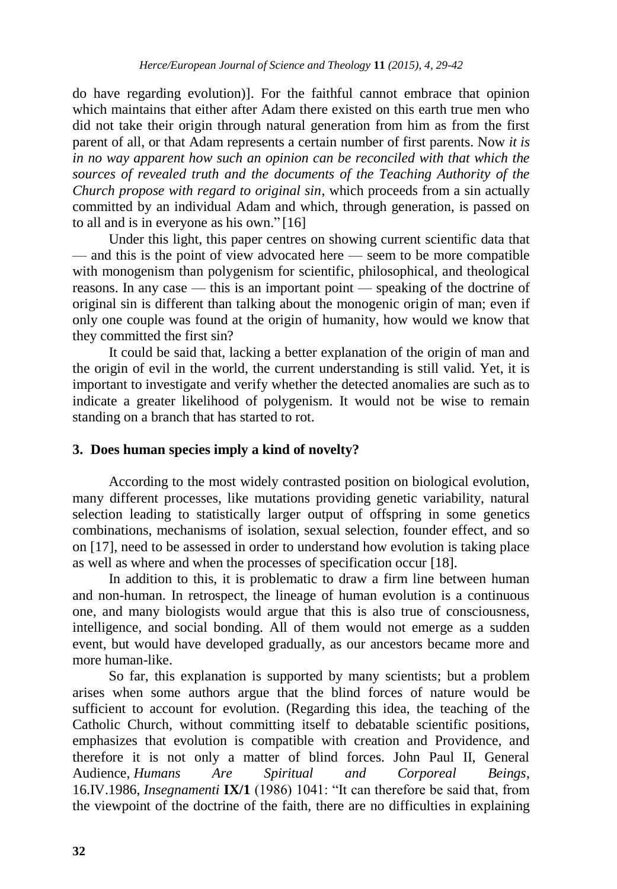do have regarding evolution)]. For the faithful cannot embrace that opinion which maintains that either after Adam there existed on this earth true men who did not take their origin through natural generation from him as from the first parent of all, or that Adam represents a certain number of first parents. Now *it is in no way apparent how such an opinion can be reconciled with that which the sources of revealed truth and the documents of the Teaching Authority of the Church propose with regard to original sin*, which proceeds from a sin actually committed by an individual Adam and which, through generation, is passed on to all and is in everyone as his own." [16]

Under this light, this paper centres on showing current scientific data that — and this is the point of view advocated here — seem to be more compatible with monogenism than polygenism for scientific, philosophical, and theological reasons. In any case — this is an important point — speaking of the doctrine of original sin is different than talking about the monogenic origin of man; even if only one couple was found at the origin of humanity, how would we know that they committed the first sin?

It could be said that, lacking a better explanation of the origin of man and the origin of evil in the world, the current understanding is still valid. Yet, it is important to investigate and verify whether the detected anomalies are such as to indicate a greater likelihood of polygenism. It would not be wise to remain standing on a branch that has started to rot.

## 3. Does human species imply a kind of novelty?

According to the most widely contrasted position on biological evolution, many different processes, like mutations providing genetic variability, natural selection leading to statistically larger output of offspring in some genetics combinations, mechanisms of isolation, sexual selection, founder effect, and so on [17], need to be assessed in order to understand how evolution is taking place as well as where and when the processes of specification occur [18].

In addition to this, it is problematic to draw a firm line between human and non-human. In retrospect, the lineage of human evolution is a continuous one, and many biologists would argue that this is also true of consciousness, intelligence, and social bonding. All of them would not emerge as a sudden event, but would have developed gradually, as our ancestors became more and more human-like.

So far, this explanation is supported by many scientists; but a problem arises when some authors argue that the blind forces of nature would be sufficient to account for evolution. (Regarding this idea, the teaching of the Catholic Church, without committing itself to debatable scientific positions, emphasizes that evolution is compatible with creation and Providence, and therefore it is not only a matter of blind forces. John Paul II, General Audience, *Humans Are Spiritual and Corporeal Beings*, 16.IV.1986, *Insegnamenti* **IX/1** (1986) 1041: "It can therefore be said that, from the viewpoint of the doctrine of the faith, there are no difficulties in explaining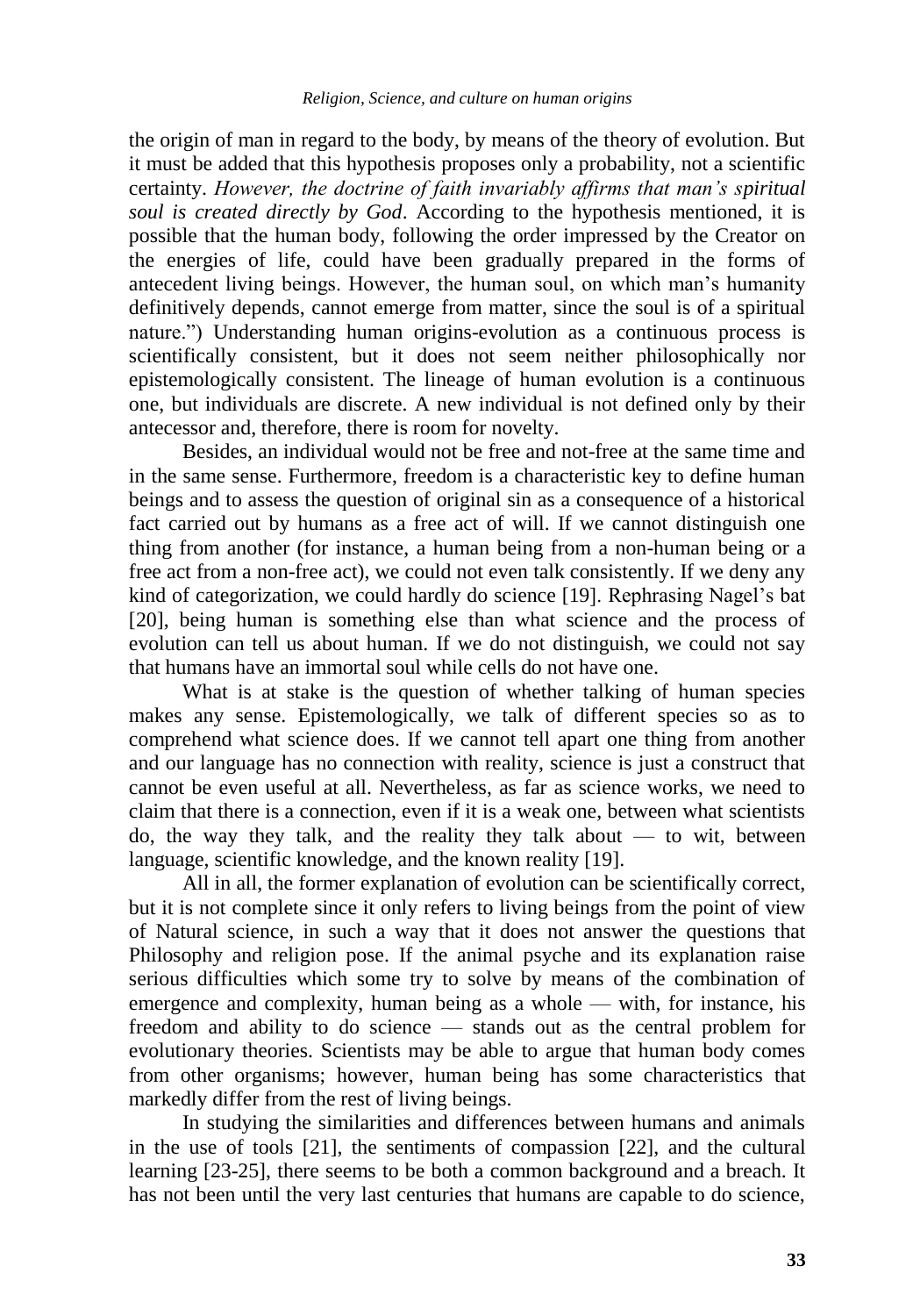the origin of man in regard to the body, by means of the theory of evolution. But it must be added that this hypothesis proposes only a probability, not a scientific certainty. *However, the doctrine of faith invariably affirms that man's spiritual soul is created directly by God*. According to the hypothesis mentioned, it is possible that the human body, following the order impressed by the Creator on the energies of life, could have been gradually prepared in the forms of antecedent living beings. However, the human soul, on which man's humanity definitively depends, cannot emerge from matter, since the soul is of a spiritual nature.") Understanding human origins-evolution as a continuous process is scientifically consistent, but it does not seem neither philosophically nor epistemologically consistent. The lineage of human evolution is a continuous one, but individuals are discrete. A new individual is not defined only by their antecessor and, therefore, there is room for novelty.

Besides, an individual would not be free and not-free at the same time and in the same sense. Furthermore, freedom is a characteristic key to define human beings and to assess the question of original sin as a consequence of a historical fact carried out by humans as a free act of will. If we cannot distinguish one thing from another (for instance, a human being from a non-human being or a free act from a non-free act), we could not even talk consistently. If we deny any kind of categorization, we could hardly do science [19]. Rephrasing Nagel's bat [20], being human is something else than what science and the process of evolution can tell us about human. If we do not distinguish, we could not say that humans have an immortal soul while cells do not have one.

What is at stake is the question of whether talking of human species makes any sense. Epistemologically, we talk of different species so as to comprehend what science does. If we cannot tell apart one thing from another and our language has no connection with reality, science is just a construct that cannot be even useful at all. Nevertheless, as far as science works, we need to claim that there is a connection, even if it is a weak one, between what scientists do, the way they talk, and the reality they talk about — to wit, between language, scientific knowledge, and the known reality [19].

All in all, the former explanation of evolution can be scientifically correct, but it is not complete since it only refers to living beings from the point of view of Natural science, in such a way that it does not answer the questions that Philosophy and religion pose. If the animal psyche and its explanation raise serious difficulties which some try to solve by means of the combination of emergence and complexity, human being as a whole — with, for instance, his freedom and ability to do science — stands out as the central problem for evolutionary theories. Scientists may be able to argue that human body comes from other organisms; however, human being has some characteristics that markedly differ from the rest of living beings.

In studying the similarities and differences between humans and animals in the use of tools [21], the sentiments of compassion [22], and the cultural learning [23-25], there seems to be both a common background and a breach. It has not been until the very last centuries that humans are capable to do science,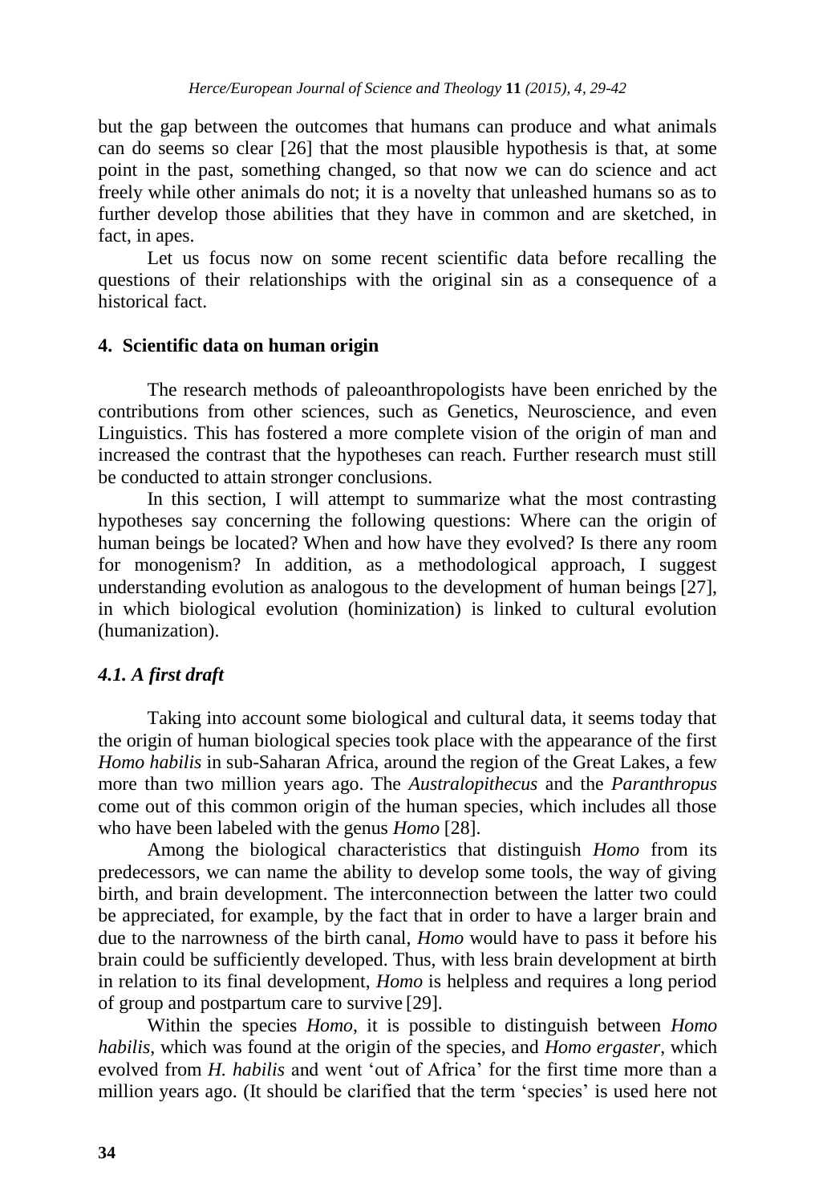but the gap between the outcomes that humans can produce and what animals can do seems so clear [26] that the most plausible hypothesis is that, at some point in the past, something changed, so that now we can do science and act freely while other animals do not; it is a novelty that unleashed humans so as to further develop those abilities that they have in common and are sketched, in fact, in apes.

Let us focus now on some recent scientific data before recalling the questions of their relationships with the original sin as a consequence of a historical fact.

## 4. Scientific data on human origin

The research methods of paleoanthropologists have been enriched by the contributions from other sciences, such as Genetics, Neuroscience, and even Linguistics. This has fostered a more complete vision of the origin of man and increased the contrast that the hypotheses can reach. Further research must still be conducted to attain stronger conclusions.

In this section, I will attempt to summarize what the most contrasting hypotheses say concerning the following questions: Where can the origin of human beings be located? When and how have they evolved? Is there any room for monogenism? In addition, as a methodological approach, I suggest understanding evolution as analogous to the development of human beings [27], in which biological evolution (hominization) is linked to cultural evolution (humanization).

### *4.1. A first draft*

Taking into account some biological and cultural data, it seems today that the origin of human biological species took place with the appearance of the first *Homo habilis* in sub-Saharan Africa, around the region of the Great Lakes, a few more than two million years ago. The *Australopithecus* and the *Paranthropus* come out of this common origin of the human species, which includes all those who have been labeled with the genus *Homo* [28].

Among the biological characteristics that distinguish *Homo* from its predecessors, we can name the ability to develop some tools, the way of giving birth, and brain development. The interconnection between the latter two could be appreciated, for example, by the fact that in order to have a larger brain and due to the narrowness of the birth canal, *Homo* would have to pass it before his brain could be sufficiently developed. Thus, with less brain development at birth in relation to its final development, *Homo* is helpless and requires a long period of group and postpartum care to survive [29].

Within the species *Homo*, it is possible to distinguish between *Homo habilis*, which was found at the origin of the species, and *Homo ergaster*, which evolved from *H. habilis* and went 'out of Africa' for the first time more than a million years ago. (It should be clarified that the term 'species' is used here not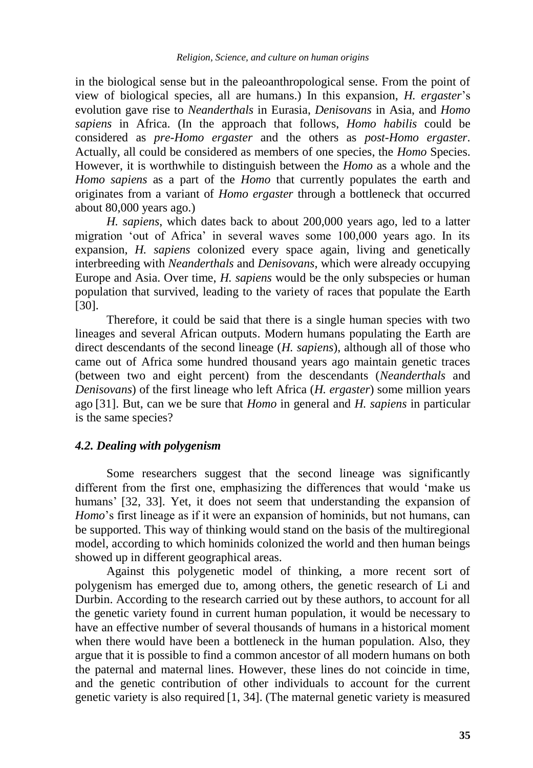in the biological sense but in the paleoanthropological sense. From the point of view of biological species, all are humans.) In this expansion, *H. ergaster*'s evolution gave rise to *Neanderthals* in Eurasia, *Denisovans* in Asia, and *Homo sapiens* in Africa. (In the approach that follows, *Homo habilis* could be considered as *pre-Homo ergaster* and the others as *post-Homo ergaster*. Actually, all could be considered as members of one species, the *Homo* Species. However, it is worthwhile to distinguish between the *Homo* as a whole and the *Homo sapiens* as a part of the *Homo* that currently populates the earth and originates from a variant of *Homo ergaster* through a bottleneck that occurred about 80,000 years ago.)

*H. sapiens*, which dates back to about 200,000 years ago, led to a latter migration 'out of Africa' in several waves some 100,000 years ago. In its expansion, *H. sapiens* colonized every space again, living and genetically interbreeding with *Neanderthals* and *Denisovans*, which were already occupying Europe and Asia. Over time, *H. sapiens* would be the only subspecies or human population that survived, leading to the variety of races that populate the Earth [30].

Therefore, it could be said that there is a single human species with two lineages and several African outputs. Modern humans populating the Earth are direct descendants of the second lineage (*H. sapiens*), although all of those who came out of Africa some hundred thousand years ago maintain genetic traces (between two and eight percent) from the descendants (*Neanderthals* and *Denisovans*) of the first lineage who left Africa (*H. ergaster*) some million years ago [31]. But, can we be sure that *Homo* in general and *H. sapiens* in particular is the same species?

### *4.2. Dealing with polygenism*

Some researchers suggest that the second lineage was significantly different from the first one, emphasizing the differences that would 'make us humans' [32, 33]. Yet, it does not seem that understanding the expansion of *Homo*'s first lineage as if it were an expansion of hominids, but not humans, can be supported. This way of thinking would stand on the basis of the multiregional model, according to which hominids colonized the world and then human beings showed up in different geographical areas.

Against this polygenetic model of thinking, a more recent sort of polygenism has emerged due to, among others, the genetic research of Li and Durbin. According to the research carried out by these authors, to account for all the genetic variety found in current human population, it would be necessary to have an effective number of several thousands of humans in a historical moment when there would have been a bottleneck in the human population. Also, they argue that it is possible to find a common ancestor of all modern humans on both the paternal and maternal lines. However, these lines do not coincide in time, and the genetic contribution of other individuals to account for the current genetic variety is also required [1, 34]. (The maternal genetic variety is measured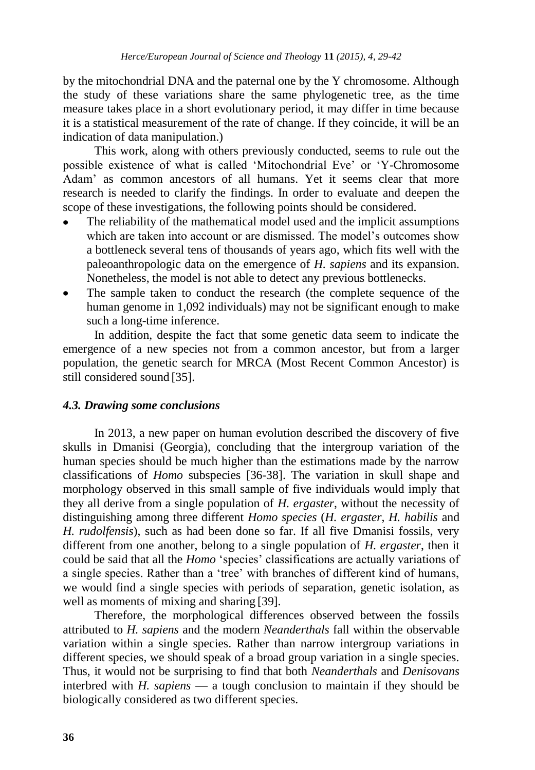by the mitochondrial DNA and the paternal one by the Y chromosome. Although the study of these variations share the same phylogenetic tree, as the time measure takes place in a short evolutionary period, it may differ in time because it is a statistical measurement of the rate of change. If they coincide, it will be an indication of data manipulation.)

This work, along with others previously conducted, seems to rule out the possible existence of what is called 'Mitochondrial Eve' or 'Y-Chromosome Adam' as common ancestors of all humans. Yet it seems clear that more research is needed to clarify the findings. In order to evaluate and deepen the scope of these investigations, the following points should be considered.

- The reliability of the mathematical model used and the implicit assumptions which are taken into account or are dismissed. The model's outcomes show a bottleneck several tens of thousands of years ago, which fits well with the paleoanthropologic data on the emergence of *H. sapiens* and its expansion. Nonetheless, the model is not able to detect any previous bottlenecks.
- The sample taken to conduct the research (the complete sequence of the human genome in 1,092 individuals) may not be significant enough to make such a long-time inference.

In addition, despite the fact that some genetic data seem to indicate the emergence of a new species not from a common ancestor, but from a larger population, the genetic search for MRCA (Most Recent Common Ancestor) is still considered sound [35].

### *4.3. Drawing some conclusions*

In 2013, a new paper on human evolution described the discovery of five skulls in Dmanisi (Georgia), concluding that the intergroup variation of the human species should be much higher than the estimations made by the narrow classifications of *Homo* subspecies [36-38]. The variation in skull shape and morphology observed in this small sample of five individuals would imply that they all derive from a single population of *H. ergaster*, without the necessity of distinguishing among three different *Homo species* (*H. ergaster*, *H. habilis* and *H. rudolfensis*), such as had been done so far. If all five Dmanisi fossils, very different from one another, belong to a single population of *H. ergaster*, then it could be said that all the *Homo* 'species' classifications are actually variations of a single species. Rather than a 'tree' with branches of different kind of humans, we would find a single species with periods of separation, genetic isolation, as well as moments of mixing and sharing [39].

Therefore, the morphological differences observed between the fossils attributed to *H. sapiens* and the modern *Neanderthals* fall within the observable variation within a single species. Rather than narrow intergroup variations in different species, we should speak of a broad group variation in a single species. Thus, it would not be surprising to find that both *Neanderthals* and *Denisovans* interbred with *H. sapiens* — a tough conclusion to maintain if they should be biologically considered as two different species.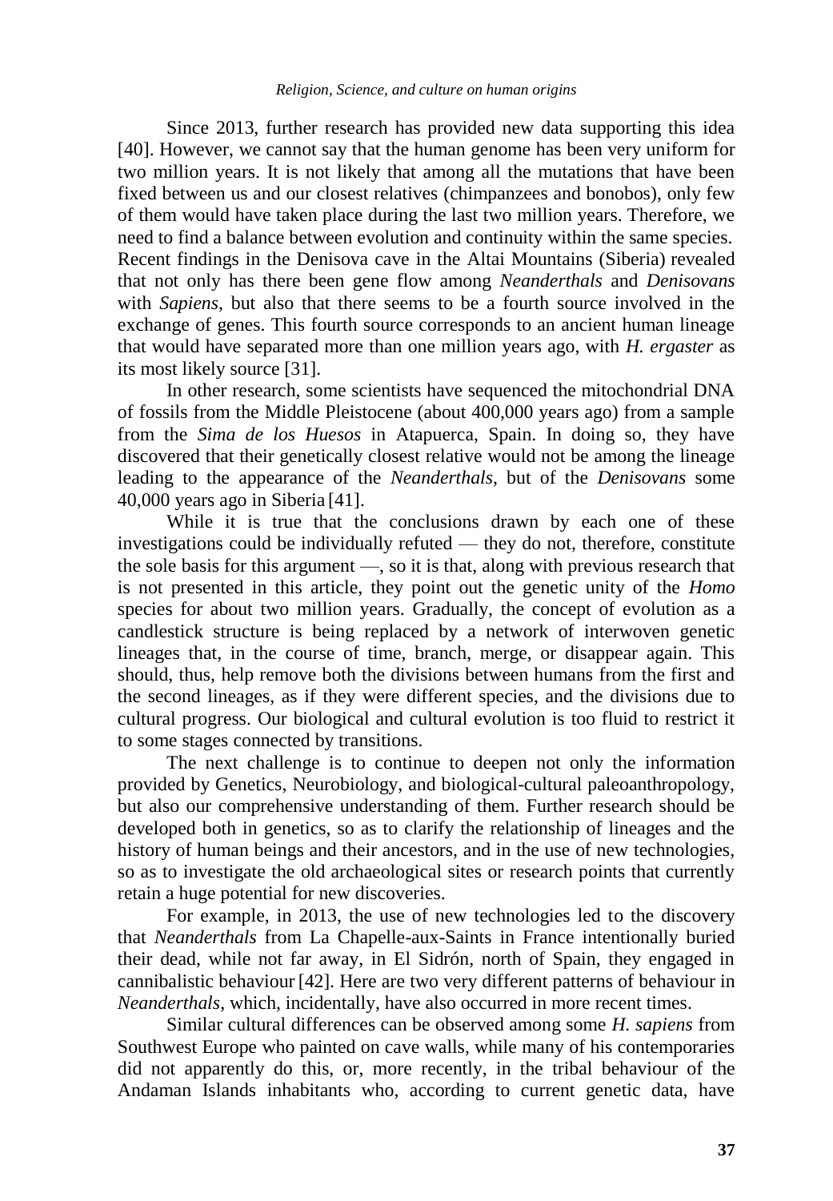Since 2013, further research has provided new data supporting this idea [40]. However, we cannot say that the human genome has been very uniform for two million years. It is not likely that among all the mutations that have been fixed between us and our closest relatives (chimpanzees and bonobos), only few of them would have taken place during the last two million years. Therefore, we need to find a balance between evolution and continuity within the same species. Recent findings in the Denisova cave in the Altai Mountains (Siberia) revealed that not only has there been gene flow among *Neanderthals* and *Denisovans* with *Sapiens*, but also that there seems to be a fourth source involved in the exchange of genes. This fourth source corresponds to an ancient human lineage that would have separated more than one million years ago, with *H. ergaster* as its most likely source [31].

In other research, some scientists have sequenced the mitochondrial DNA of fossils from the Middle Pleistocene (about 400,000 years ago) from a sample from the *Sima de los Huesos* in Atapuerca, Spain. In doing so, they have discovered that their genetically closest relative would not be among the lineage leading to the appearance of the *Neanderthals*, but of the *Denisovans* some 40,000 years ago in Siberia [41].

While it is true that the conclusions drawn by each one of these investigations could be individually refuted — they do not, therefore, constitute the sole basis for this argument —, so it is that, along with previous research that is not presented in this article, they point out the genetic unity of the *Homo* species for about two million years. Gradually, the concept of evolution as a candlestick structure is being replaced by a network of interwoven genetic lineages that, in the course of time, branch, merge, or disappear again. This should, thus, help remove both the divisions between humans from the first and the second lineages, as if they were different species, and the divisions due to cultural progress. Our biological and cultural evolution is too fluid to restrict it to some stages connected by transitions.

The next challenge is to continue to deepen not only the information provided by Genetics, Neurobiology, and biological-cultural paleoanthropology, but also our comprehensive understanding of them. Further research should be developed both in genetics, so as to clarify the relationship of lineages and the history of human beings and their ancestors, and in the use of new technologies, so as to investigate the old archaeological sites or research points that currently retain a huge potential for new discoveries.

For example, in 2013, the use of new technologies led to the discovery that *Neanderthals* from La Chapelle-aux-Saints in France intentionally buried their dead, while not far away, in El Sidrón, north of Spain, they engaged in cannibalistic behaviour [42]. Here are two very different patterns of behaviour in *Neanderthals*, which, incidentally, have also occurred in more recent times.

Similar cultural differences can be observed among some *H. sapiens* from Southwest Europe who painted on cave walls, while many of his contemporaries did not apparently do this, or, more recently, in the tribal behaviour of the Andaman Islands inhabitants who, according to current genetic data, have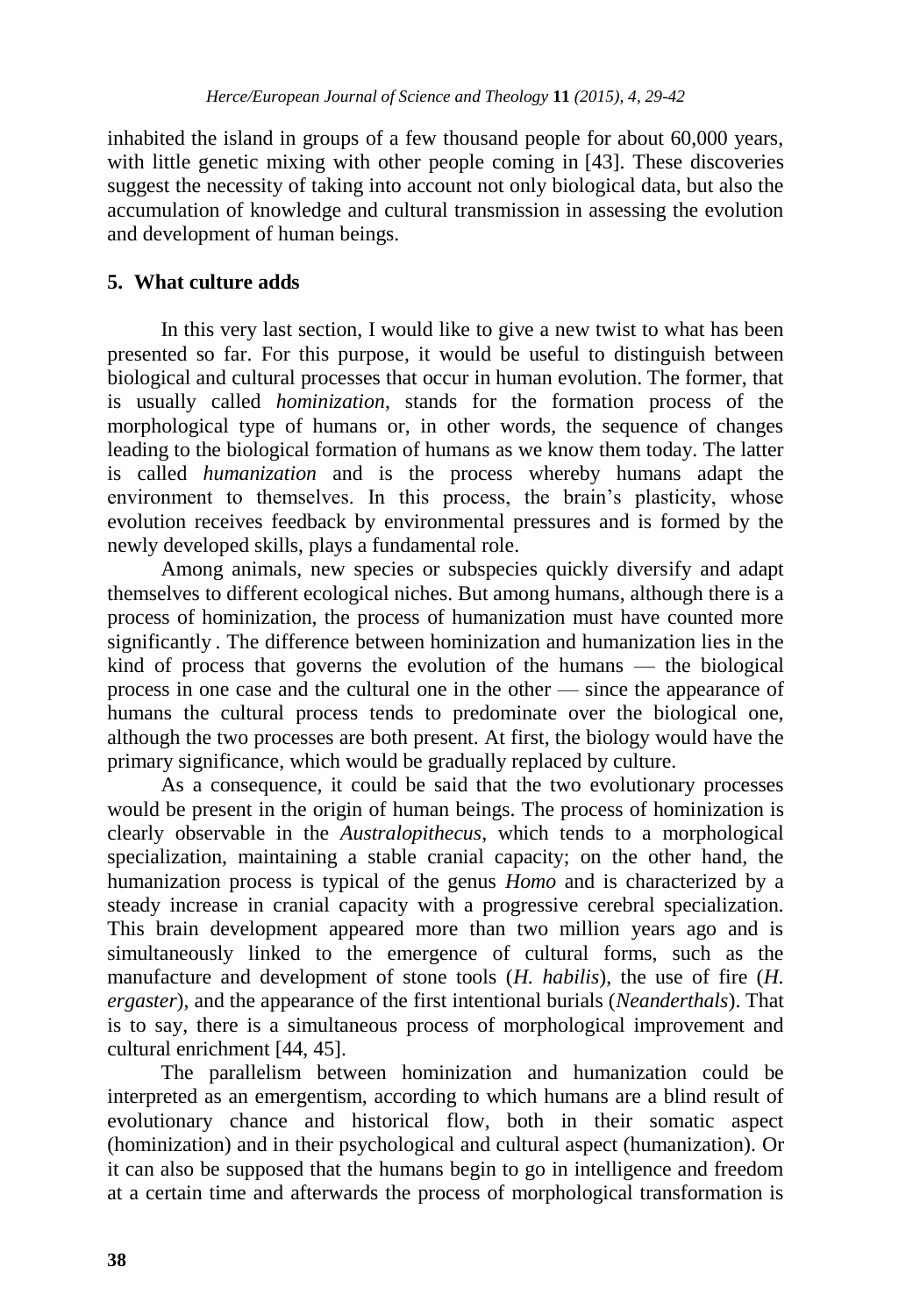inhabited the island in groups of a few thousand people for about 60,000 years, with little genetic mixing with other people coming in [43]. These discoveries suggest the necessity of taking into account not only biological data, but also the accumulation of knowledge and cultural transmission in assessing the evolution and development of human beings.

## 5. What culture adds

In this very last section, I would like to give a new twist to what has been presented so far. For this purpose, it would be useful to distinguish between biological and cultural processes that occur in human evolution. The former, that is usually called *hominization*, stands for the formation process of the morphological type of humans or, in other words, the sequence of changes leading to the biological formation of humans as we know them today. The latter is called *humanization* and is the process whereby humans adapt the environment to themselves. In this process, the brain's plasticity, whose evolution receives feedback by environmental pressures and is formed by the newly developed skills, plays a fundamental role.

Among animals, new species or subspecies quickly diversify and adapt themselves to different ecological niches. But among humans, although there is a process of hominization, the process of humanization must have counted more significantly . The difference between hominization and humanization lies in the kind of process that governs the evolution of the humans — the biological process in one case and the cultural one in the other — since the appearance of humans the cultural process tends to predominate over the biological one, although the two processes are both present. At first, the biology would have the primary significance, which would be gradually replaced by culture.

As a consequence, it could be said that the two evolutionary processes would be present in the origin of human beings. The process of hominization is clearly observable in the *Australopithecus*, which tends to a morphological specialization, maintaining a stable cranial capacity; on the other hand, the humanization process is typical of the genus *Homo* and is characterized by a steady increase in cranial capacity with a progressive cerebral specialization. This brain development appeared more than two million years ago and is simultaneously linked to the emergence of cultural forms, such as the manufacture and development of stone tools (*H. habilis*), the use of fire (*H. ergaster*), and the appearance of the first intentional burials (*Neanderthals*). That is to say, there is a simultaneous process of morphological improvement and cultural enrichment [44, 45].

The parallelism between hominization and humanization could be interpreted as an emergentism, according to which humans are a blind result of evolutionary chance and historical flow, both in their somatic aspect (hominization) and in their psychological and cultural aspect (humanization). Or it can also be supposed that the humans begin to go in intelligence and freedom at a certain time and afterwards the process of morphological transformation is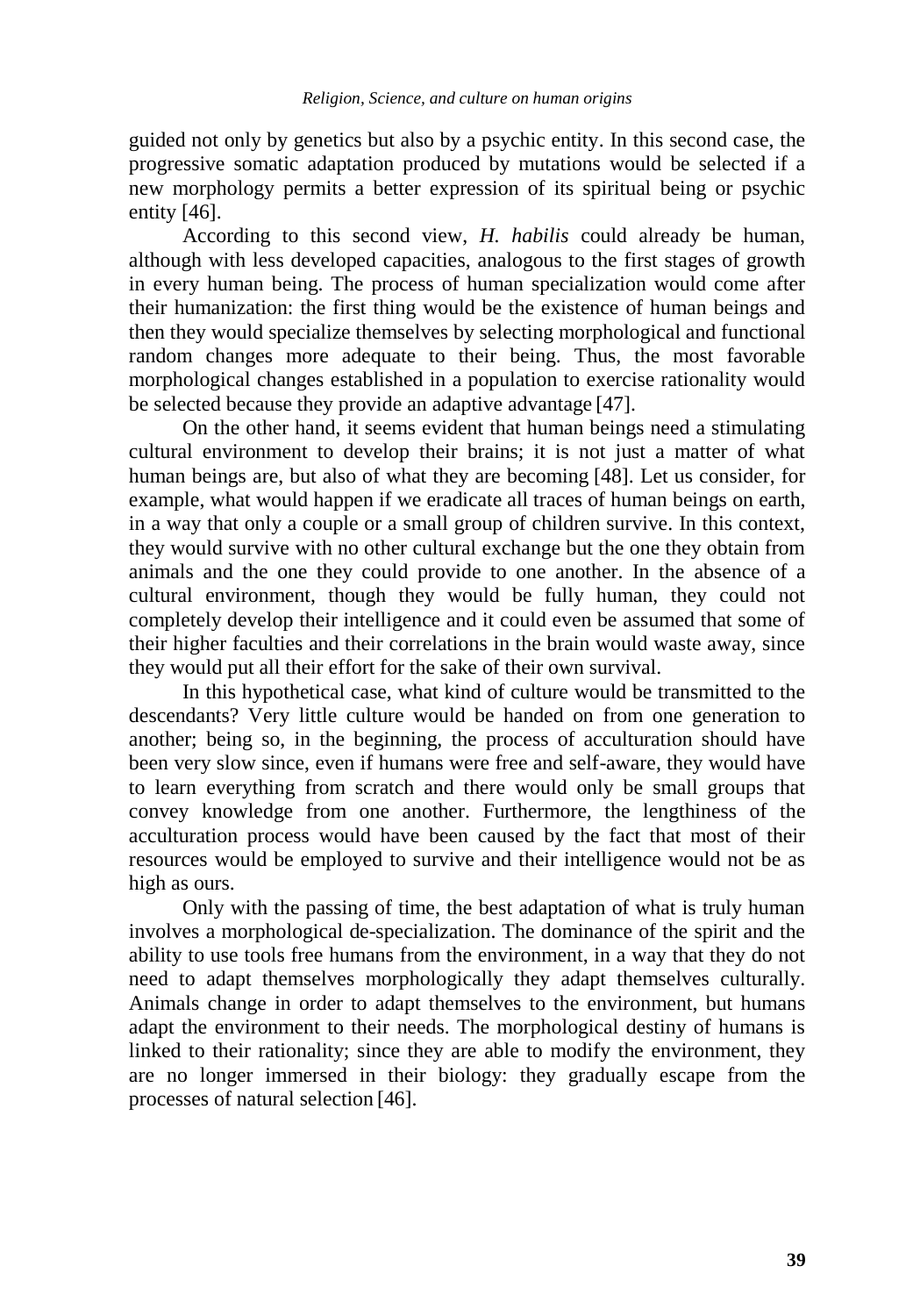guided not only by genetics but also by a psychic entity. In this second case, the progressive somatic adaptation produced by mutations would be selected if a new morphology permits a better expression of its spiritual being or psychic entity [46].

According to this second view, *H. habilis* could already be human, although with less developed capacities, analogous to the first stages of growth in every human being. The process of human specialization would come after their humanization: the first thing would be the existence of human beings and then they would specialize themselves by selecting morphological and functional random changes more adequate to their being. Thus, the most favorable morphological changes established in a population to exercise rationality would be selected because they provide an adaptive advantage [47].

On the other hand, it seems evident that human beings need a stimulating cultural environment to develop their brains; it is not just a matter of what human beings are, but also of what they are becoming [48]. Let us consider, for example, what would happen if we eradicate all traces of human beings on earth, in a way that only a couple or a small group of children survive. In this context, they would survive with no other cultural exchange but the one they obtain from animals and the one they could provide to one another. In the absence of a cultural environment, though they would be fully human, they could not completely develop their intelligence and it could even be assumed that some of their higher faculties and their correlations in the brain would waste away, since they would put all their effort for the sake of their own survival.

In this hypothetical case, what kind of culture would be transmitted to the descendants? Very little culture would be handed on from one generation to another; being so, in the beginning, the process of acculturation should have been very slow since, even if humans were free and self-aware, they would have to learn everything from scratch and there would only be small groups that convey knowledge from one another. Furthermore, the lengthiness of the acculturation process would have been caused by the fact that most of their resources would be employed to survive and their intelligence would not be as high as ours.

Only with the passing of time, the best adaptation of what is truly human involves a morphological de-specialization. The dominance of the spirit and the ability to use tools free humans from the environment, in a way that they do not need to adapt themselves morphologically they adapt themselves culturally. Animals change in order to adapt themselves to the environment, but humans adapt the environment to their needs. The morphological destiny of humans is linked to their rationality; since they are able to modify the environment, they are no longer immersed in their biology: they gradually escape from the processes of natural selection [46].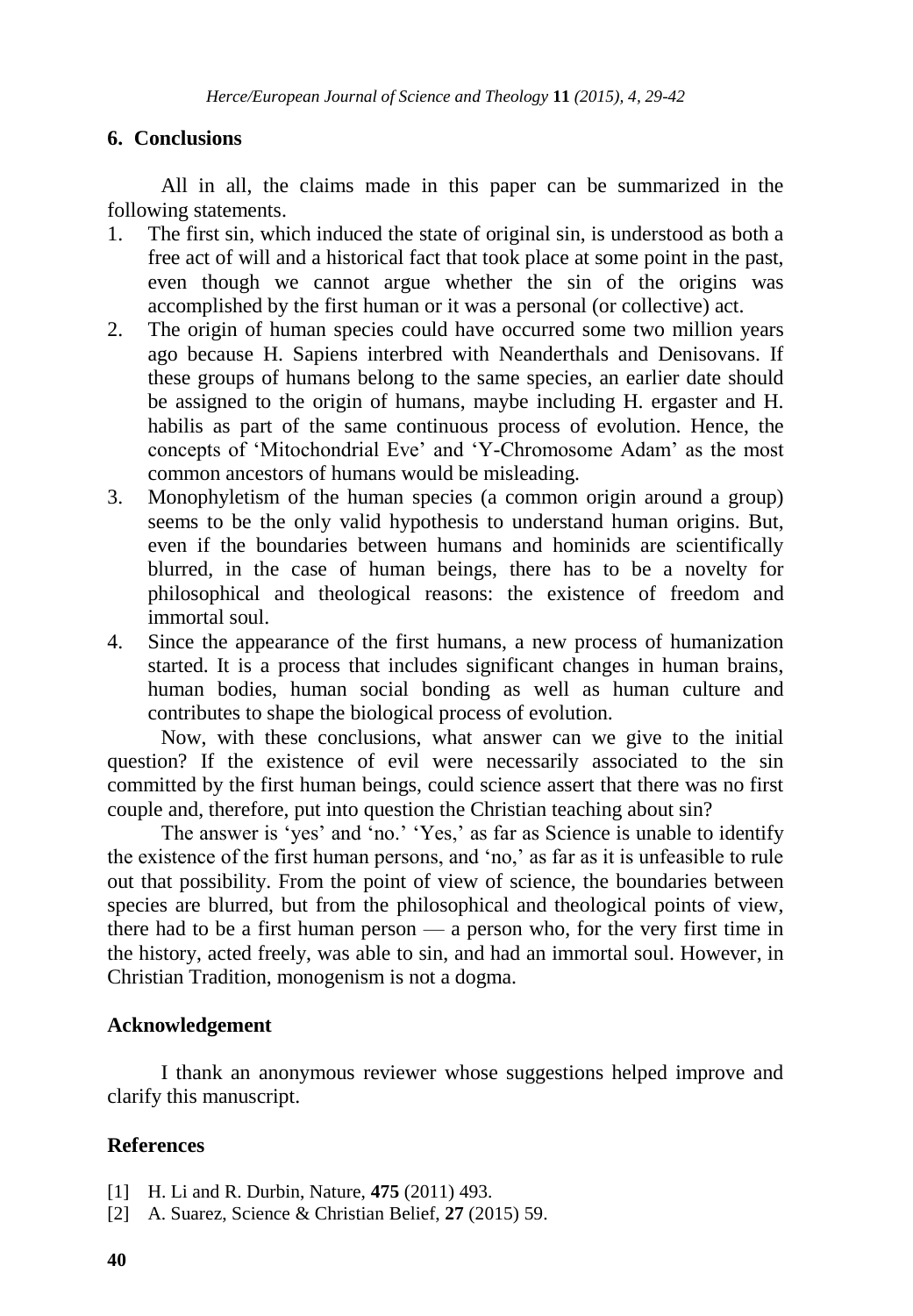## 6. Conclusions

All in all, the claims made in this paper can be summarized in the following statements.

1. The first sin, which induced the state of original sin, is understood as both a free act of will and a historical fact that took place at some point in the past, even though we cannot argue whether the sin of the origins was accomplished by the first human or it was a personal (or collective) act.
2. The origin of human species could have occurred some two million years ago because H. Sapiens interbred with Neanderthals and Denisovans. If these groups of humans belong to the same species, an earlier date should be assigned to the origin of humans, maybe including H. ergaster and H. habilis as part of the same continuous process of evolution. Hence, the concepts of 'Mitochondrial Eve' and 'Y-Chromosome Adam' as the most common ancestors of humans would be misleading.
3. Monophyletism of the human species (a common origin around a group) seems to be the only valid hypothesis to understand human origins. But, even if the boundaries between humans and hominids are scientifically blurred, in the case of human beings, there has to be a novelty for philosophical and theological reasons: the existence of freedom and immortal soul.
4. Since the appearance of the first humans, a new process of humanization started. It is a process that includes significant changes in human brains, human bodies, human social bonding as well as human culture and contributes to shape the biological process of evolution.

Now, with these conclusions, what answer can we give to the initial question? If the existence of evil were necessarily associated to the sin committed by the first human beings, could science assert that there was no first couple and, therefore, put into question the Christian teaching about sin?

The answer is 'yes' and 'no.' 'Yes,' as far as Science is unable to identify the existence of the first human persons, and 'no,' as far as it is unfeasible to rule out that possibility. From the point of view of science, the boundaries between species are blurred, but from the philosophical and theological points of view, there had to be a first human person — a person who, for the very first time in the history, acted freely, was able to sin, and had an immortal soul. However, in Christian Tradition, monogenism is not a dogma.

## Acknowledgement

I thank an anonymous reviewer whose suggestions helped improve and clarify this manuscript.

## References

[1] H. Li and R. Durbin, Nature, **475** (2011) 493.

[2] A. Suarez, Science & Christian Belief, **27** (2015) 59.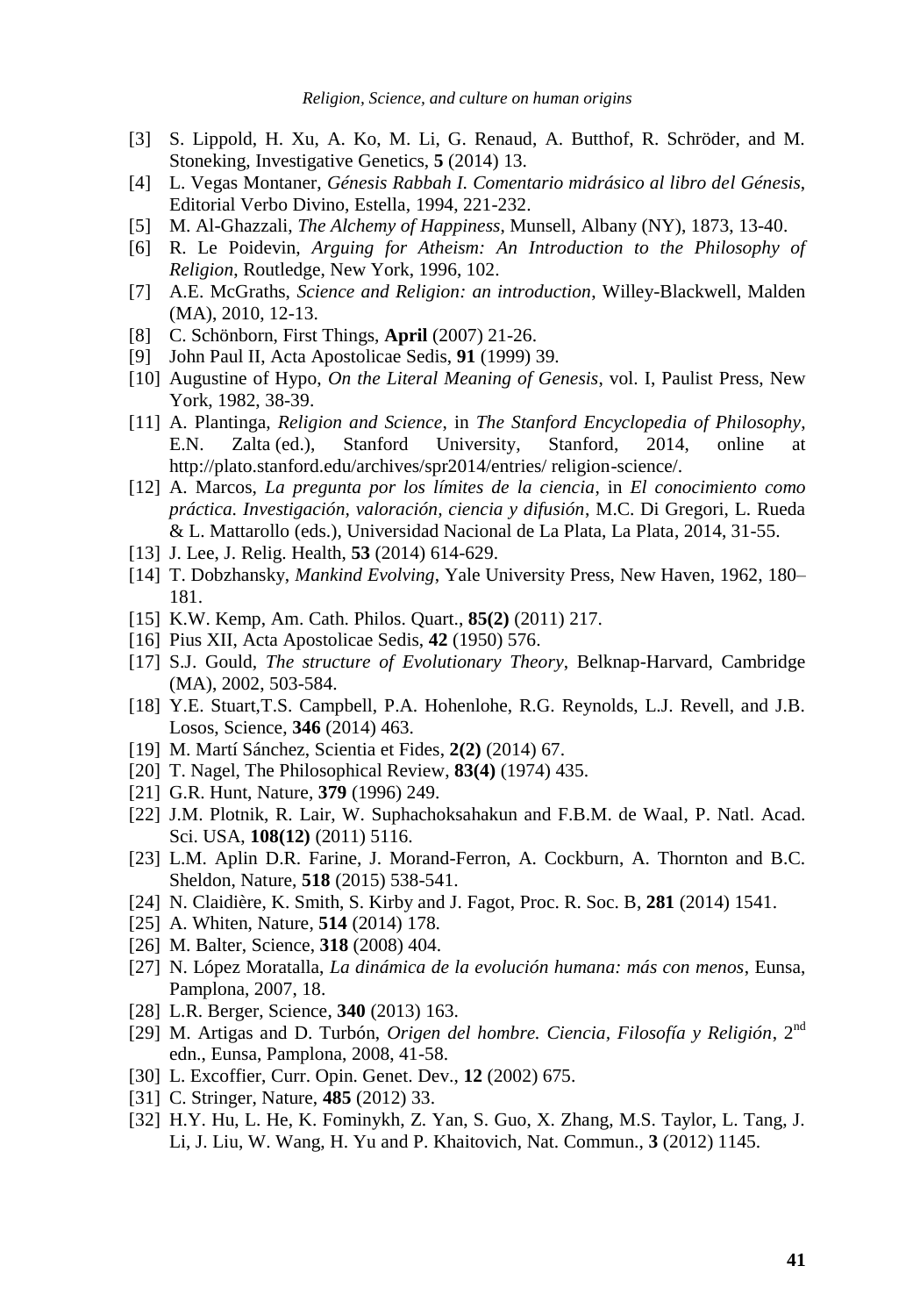[3] S. Lippold, H. Xu, A. Ko, M. Li, G. Renaud, A. Butthof, R. Schröder, and M. Stoneking, Investigative Genetics, **5** (2014) 13.

[4] L. Vegas Montaner, *Génesis Rabbah I. Comentario midrásico al libro del Génesis*, Editorial Verbo Divino, Estella, 1994, 221-232.

[5] M. Al-Ghazzali, *The Alchemy of Happiness*, Munsell, Albany (NY), 1873, 13-40.

[6] R. Le Poidevin, *Arguing for Atheism: An Introduction to the Philosophy of Religion*, Routledge, New York, 1996, 102.

[7] A.E. McGraths, *Science and Religion: an introduction*, Willey-Blackwell, Malden (MA), 2010, 12-13.

[8] C. Schönborn, First Things, **April** (2007) 21-26.

[9] John Paul II, Acta Apostolicae Sedis, **91** (1999) 39.

[10] Augustine of Hypo, *On the Literal Meaning of Genesis*, vol. I, Paulist Press, New York, 1982, 38-39.

[11] A. Plantinga, *Religion and Science*, in *The Stanford Encyclopedia of Philosophy*, E.N. Zalta (ed.), Stanford University, Stanford, 2014, online at http://plato.stanford.edu/archives/spr2014/entries/ religion-science/.

[12] A. Marcos, *La pregunta por los límites de la ciencia*, in *El conocimiento como práctica. Investigación, valoración, ciencia y difusión*, M.C. Di Gregori, L. Rueda & L. Mattarollo (eds.), Universidad Nacional de La Plata, La Plata, 2014, 31-55.

[13] J. Lee, J. Relig. Health, **53** (2014) 614-629.

[14] T. Dobzhansky, *Mankind Evolving*, Yale University Press, New Haven, 1962, 180–181.

[15] K.W. Kemp, Am. Cath. Philos. Quart., **85(2)** (2011) 217.

[16] Pius XII, Acta Apostolicae Sedis, **42** (1950) 576.

[17] S.J. Gould, *The structure of Evolutionary Theory*, Belknap-Harvard, Cambridge (MA), 2002, 503-584.

[18] Y.E. Stuart,T.S. Campbell, P.A. Hohenlohe, R.G. Reynolds, L.J. Revell, and J.B. Losos, Science, **346** (2014) 463.

[19] M. Martí Sánchez, Scientia et Fides, **2(2)** (2014) 67.

[20] T. Nagel, The Philosophical Review, **83(4)** (1974) 435.

[21] G.R. Hunt, Nature, **379** (1996) 249.

[22] J.M. Plotnik, R. Lair, W. Suphachoksahakun and F.B.M. de Waal, P. Natl. Acad. Sci. USA, **108(12)** (2011) 5116.

[23] L.M. Aplin D.R. Farine, J. Morand-Ferron, A. Cockburn, A. Thornton and B.C. Sheldon, Nature, **518** (2015) 538-541.

[24] N. Claidière, K. Smith, S. Kirby and J. Fagot, Proc. R. Soc. B, **281** (2014) 1541.

[25] A. Whiten, Nature, **514** (2014) 178.

[26] M. Balter, Science, **318** (2008) 404.

[27] N. López Moratalla, *La dinámica de la evolución humana: más con menos*, Eunsa, Pamplona, 2007, 18.

[28] L.R. Berger, Science, **340** (2013) 163.

[29] M. Artigas and D. Turbón, *Origen del hombre. Ciencia, Filosofía y Religión*, 2nd edn., Eunsa, Pamplona, 2008, 41-58.

[30] L. Excoffier, Curr. Opin. Genet. Dev., **12** (2002) 675.

[31] C. Stringer, Nature, **485** (2012) 33.

[32] H.Y. Hu, L. He, K. Fominykh, Z. Yan, S. Guo, X. Zhang, M.S. Taylor, L. Tang, J. Li, J. Liu, W. Wang, H. Yu and P. Khaitovich, Nat. Commun., **3** (2012) 1145.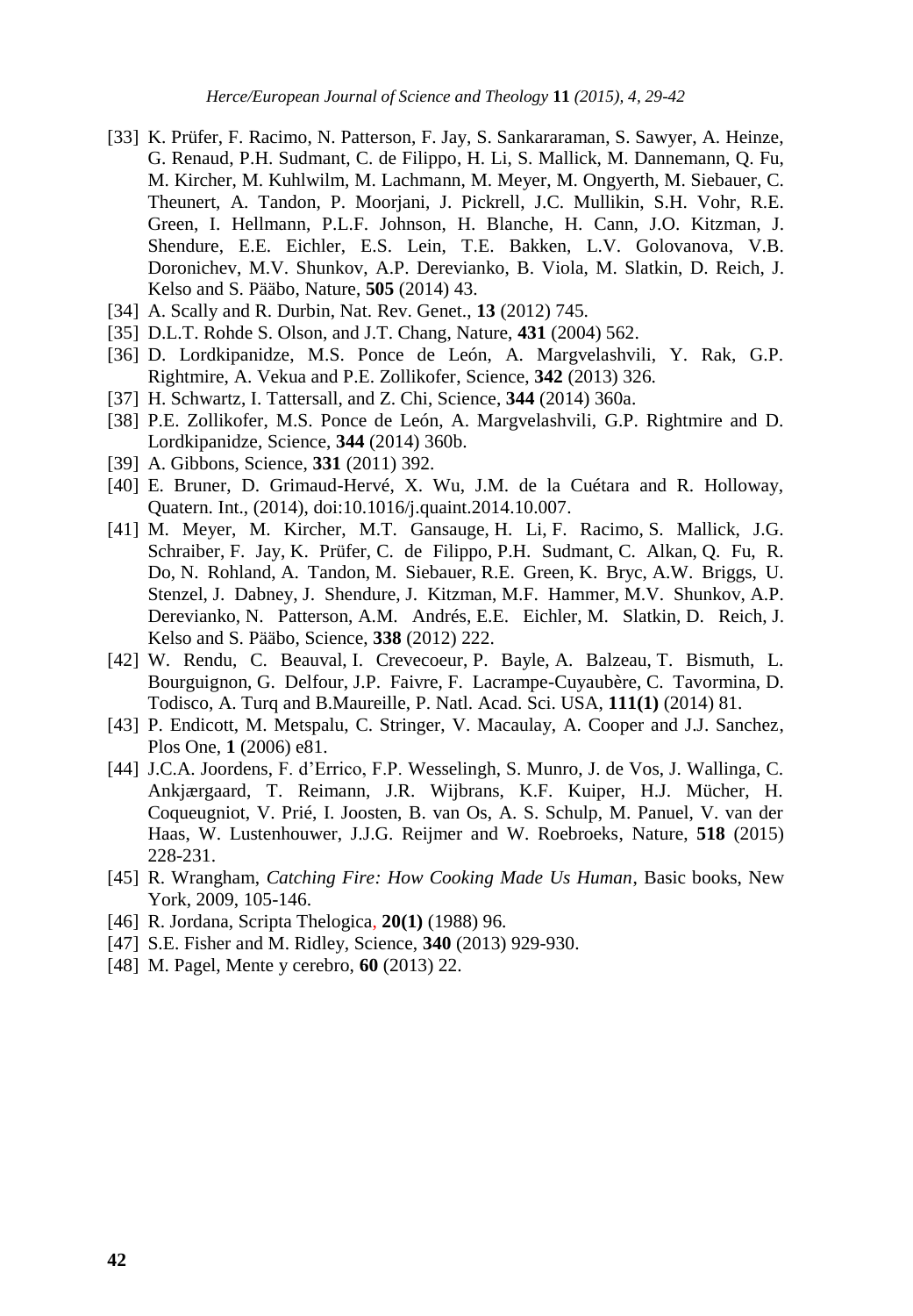[33] K. Prüfer, F. Racimo, N. Patterson, F. Jay, S. Sankararaman, S. Sawyer, A. Heinze, G. Renaud, P.H. Sudmant, C. de Filippo, H. Li, S. Mallick, M. Dannemann, Q. Fu, M. Kircher, M. Kuhlwilm, M. Lachmann, M. Meyer, M. Ongyerth, M. Siebauer, C. Theunert, A. Tandon, P. Moorjani, J. Pickrell, J.C. Mullikin, S.H. Vohr, R.E. Green, I. Hellmann, P.L.F. Johnson, H. Blanche, H. Cann, J.O. Kitzman, J. Shendure, E.E. Eichler, E.S. Lein, T.E. Bakken, L.V. Golovanova, V.B. Doronichev, M.V. Shunkov, A.P. Derevianko, B. Viola, M. Slatkin, D. Reich, J. Kelso and S. Pääbo, Nature, **505** (2014) 43.

[34] A. Scally and R. Durbin, Nat. Rev. Genet., **13** (2012) 745.

[35] D.L.T. Rohde S. Olson, and J.T. Chang, Nature, **431** (2004) 562.

[36] D. Lordkipanidze, M.S. Ponce de León, A. Margvelashvili, Y. Rak, G.P. Rightmire, A. Vekua and P.E. Zollikofer, Science, **342** (2013) 326.

[37] H. Schwartz, I. Tattersall, and Z. Chi, Science, **344** (2014) 360a.

[38] P.E. Zollikofer, M.S. Ponce de León, A. Margvelashvili, G.P. Rightmire and D. Lordkipanidze, Science, **344** (2014) 360b.

[39] A. Gibbons, Science, **331** (2011) 392.

[40] E. Bruner, D. Grimaud-Hervé, X. Wu, J.M. de la Cuétara and R. Holloway, Quatern. Int., (2014), doi:10.1016/j.quaint.2014.10.007.

[41] M. Meyer, M. Kircher, M.T. Gansauge, H. Li, F. Racimo, S. Mallick, J.G. Schraiber, F. Jay, K. Prüfer, C. de Filippo, P.H. Sudmant, C. Alkan, Q. Fu, R. Do, N. Rohland, A. Tandon, M. Siebauer, R.E. Green, K. Bryc, A.W. Briggs, U. Stenzel, J. Dabney, J. Shendure, J. Kitzman, M.F. Hammer, M.V. Shunkov, A.P. Derevianko, N. Patterson, A.M. Andrés, E.E. Eichler, M. Slatkin, D. Reich, J. Kelso and S. Pääbo, Science, **338** (2012) 222.

[42] W. Rendu, C. Beauval, I. Crevecoeur, P. Bayle, A. Balzeau, T. Bismuth, L. Bourguignon, G. Delfour, J.P. Faivre, F. Lacrampe-Cuyaubère, C. Tavormina, D. Todisco, A. Turq and B.Maureille, P. Natl. Acad. Sci. USA, **111(1)** (2014) 81.

[43] P. Endicott, M. Metspalu, C. Stringer, V. Macaulay, A. Cooper and J.J. Sanchez, Plos One, **1** (2006) e81.

[44] J.C.A. Joordens, F. d'Errico, F.P. Wesselingh, S. Munro, J. de Vos, J. Wallinga, C. Ankjærgaard, T. Reimann, J.R. Wijbrans, K.F. Kuiper, H.J. Mücher, H. Coqueugniot, V. Prié, I. Joosten, B. van Os, A. S. Schulp, M. Panuel, V. van der Haas, W. Lustenhouwer, J.J.G. Reijmer and W. Roebroeks, Nature, **518** (2015) 228-231.

[45] R. Wrangham, *Catching Fire: How Cooking Made Us Human*, Basic books, New York, 2009, 105-146.

[46] R. Jordana, Scripta Thelogica, **20(1)** (1988) 96.

[47] S.E. Fisher and M. Ridley, Science, **340** (2013) 929-930.

[48] M. Pagel, Mente y cerebro, **60** (2013) 22.